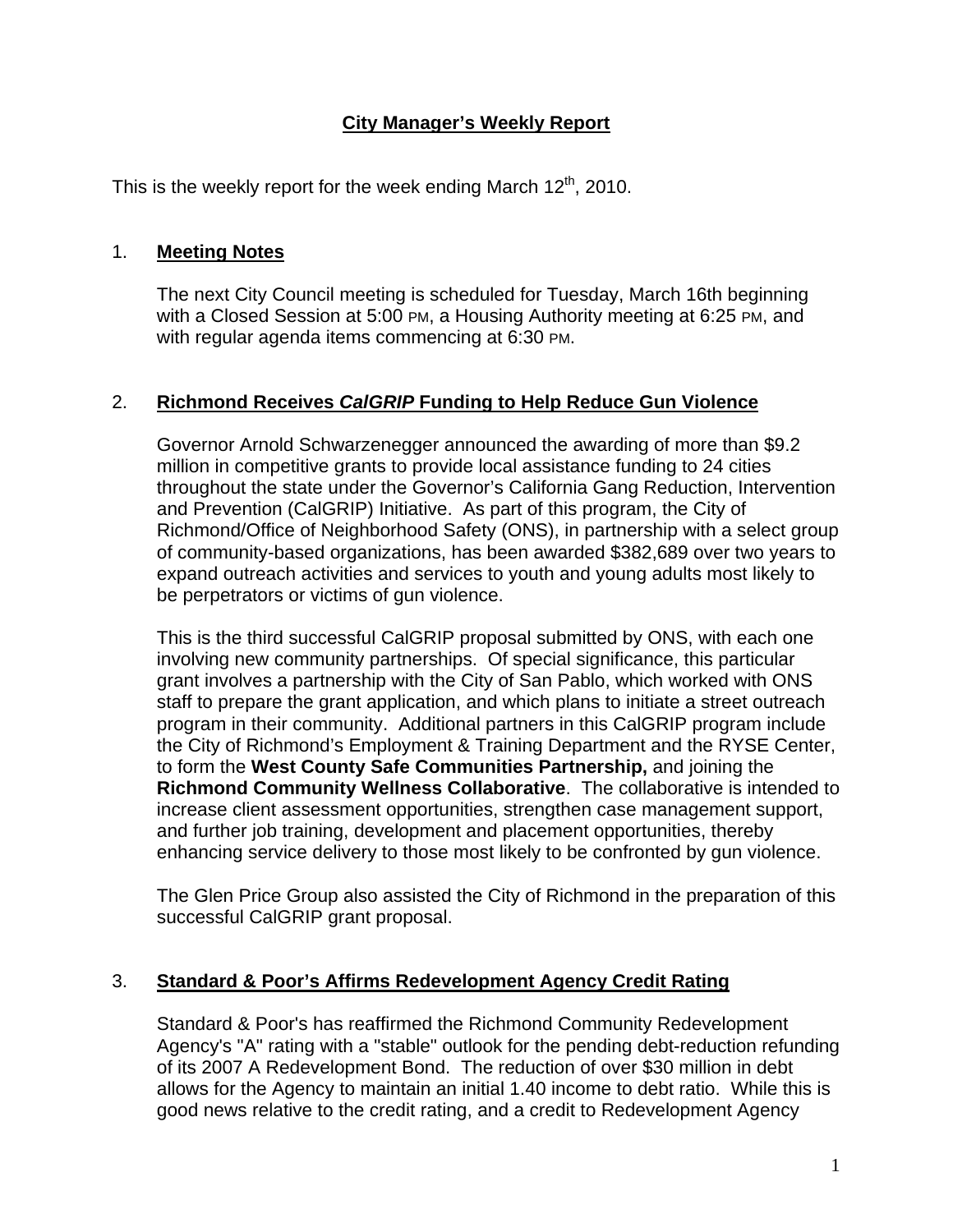# City Manager's Weekly Report

This is the weekly report for the week ending March 12th, 2010.

## 1. **Meeting Notes**

The next City Council meeting is scheduled for Tuesday, March 16th beginning with a Closed Session at 5:00 PM, a Housing Authority meeting at 6:25 PM, and with regular agenda items commencing at 6:30 PM.

## 2. **Richmond Receives *CalGRIP* Funding to Help Reduce Gun Violence**

Governor Arnold Schwarzenegger announced the awarding of more than $9.2 million in competitive grants to provide local assistance funding to 24 cities throughout the state under the Governor's California Gang Reduction, Intervention and Prevention (CalGRIP) Initiative. As part of this program, the City of Richmond/Office of Neighborhood Safety (ONS), in partnership with a select group of community-based organizations, has been awarded $382,689 over two years to expand outreach activities and services to youth and young adults most likely to be perpetrators or victims of gun violence.

This is the third successful CalGRIP proposal submitted by ONS, with each one involving new community partnerships. Of special significance, this particular grant involves a partnership with the City of San Pablo, which worked with ONS staff to prepare the grant application, and which plans to initiate a street outreach program in their community. Additional partners in this CalGRIP program include the City of Richmond's Employment & Training Department and the RYSE Center, to form the **West County Safe Communities Partnership,** and joining the **Richmond Community Wellness Collaborative**. The collaborative is intended to increase client assessment opportunities, strengthen case management support, and further job training, development and placement opportunities, thereby enhancing service delivery to those most likely to be confronted by gun violence.

The Glen Price Group also assisted the City of Richmond in the preparation of this successful CalGRIP grant proposal.

## 3. **Standard & Poor's Affirms Redevelopment Agency Credit Rating**

Standard & Poor's has reaffirmed the Richmond Community Redevelopment Agency's "A" rating with a "stable" outlook for the pending debt-reduction refunding of its 2007 A Redevelopment Bond. The reduction of over $30 million in debt allows for the Agency to maintain an initial 1.40 income to debt ratio. While this is good news relative to the credit rating, and a credit to Redevelopment Agency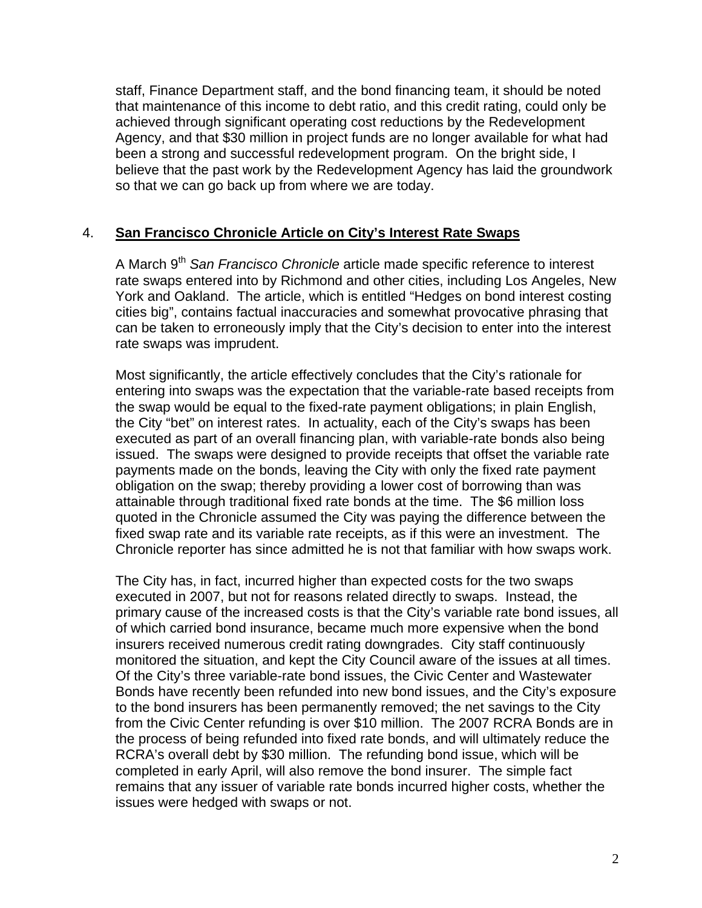staff, Finance Department staff, and the bond financing team, it should be noted that maintenance of this income to debt ratio, and this credit rating, could only be achieved through significant operating cost reductions by the Redevelopment Agency, and that $30 million in project funds are no longer available for what had been a strong and successful redevelopment program. On the bright side, I believe that the past work by the Redevelopment Agency has laid the groundwork so that we can go back up from where we are today.

4. **San Francisco Chronicle Article on City's Interest Rate Swaps**

A March 9th *San Francisco Chronicle* article made specific reference to interest rate swaps entered into by Richmond and other cities, including Los Angeles, New York and Oakland. The article, which is entitled "Hedges on bond interest costing cities big", contains factual inaccuracies and somewhat provocative phrasing that can be taken to erroneously imply that the City's decision to enter into the interest rate swaps was imprudent.

Most significantly, the article effectively concludes that the City's rationale for entering into swaps was the expectation that the variable-rate based receipts from the swap would be equal to the fixed-rate payment obligations; in plain English, the City "bet" on interest rates. In actuality, each of the City's swaps has been executed as part of an overall financing plan, with variable-rate bonds also being issued. The swaps were designed to provide receipts that offset the variable rate payments made on the bonds, leaving the City with only the fixed rate payment obligation on the swap; thereby providing a lower cost of borrowing than was attainable through traditional fixed rate bonds at the time. The $6 million loss quoted in the Chronicle assumed the City was paying the difference between the fixed swap rate and its variable rate receipts, as if this were an investment. The Chronicle reporter has since admitted he is not that familiar with how swaps work.

The City has, in fact, incurred higher than expected costs for the two swaps executed in 2007, but not for reasons related directly to swaps. Instead, the primary cause of the increased costs is that the City's variable rate bond issues, all of which carried bond insurance, became much more expensive when the bond insurers received numerous credit rating downgrades. City staff continuously monitored the situation, and kept the City Council aware of the issues at all times. Of the City's three variable-rate bond issues, the Civic Center and Wastewater Bonds have recently been refunded into new bond issues, and the City's exposure to the bond insurers has been permanently removed; the net savings to the City from the Civic Center refunding is over $10 million. The 2007 RCRA Bonds are in the process of being refunded into fixed rate bonds, and will ultimately reduce the RCRA's overall debt by $30 million. The refunding bond issue, which will be completed in early April, will also remove the bond insurer. The simple fact remains that any issuer of variable rate bonds incurred higher costs, whether the issues were hedged with swaps or not.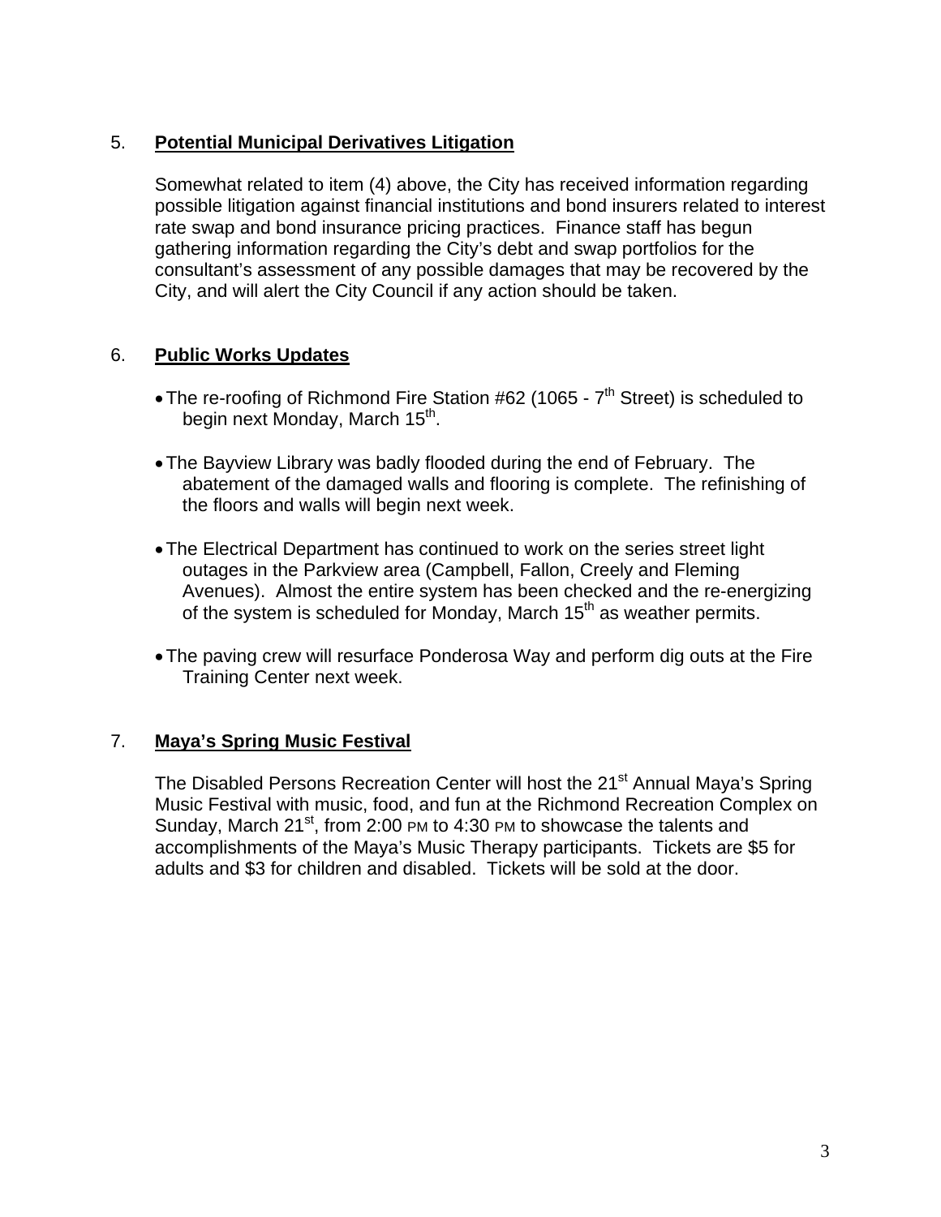## 5. Potential Municipal Derivatives Litigation

Somewhat related to item (4) above, the City has received information regarding possible litigation against financial institutions and bond insurers related to interest rate swap and bond insurance pricing practices. Finance staff has begun gathering information regarding the City's debt and swap portfolios for the consultant's assessment of any possible damages that may be recovered by the City, and will alert the City Council if any action should be taken.

## 6. Public Works Updates

- The re-roofing of Richmond Fire Station #62 (1065 - 7th Street) is scheduled to begin next Monday, March 15th.
- The Bayview Library was badly flooded during the end of February. The abatement of the damaged walls and flooring is complete. The refinishing of the floors and walls will begin next week.
- The Electrical Department has continued to work on the series street light outages in the Parkview area (Campbell, Fallon, Creely and Fleming Avenues). Almost the entire system has been checked and the re-energizing of the system is scheduled for Monday, March 15th as weather permits.
- The paving crew will resurface Ponderosa Way and perform dig outs at the Fire Training Center next week.

## 7. Maya's Spring Music Festival

The Disabled Persons Recreation Center will host the 21st Annual Maya's Spring Music Festival with music, food, and fun at the Richmond Recreation Complex on Sunday, March 21st, from 2:00 PM to 4:30 PM to showcase the talents and accomplishments of the Maya's Music Therapy participants. Tickets are $5 for adults and $3 for children and disabled. Tickets will be sold at the door.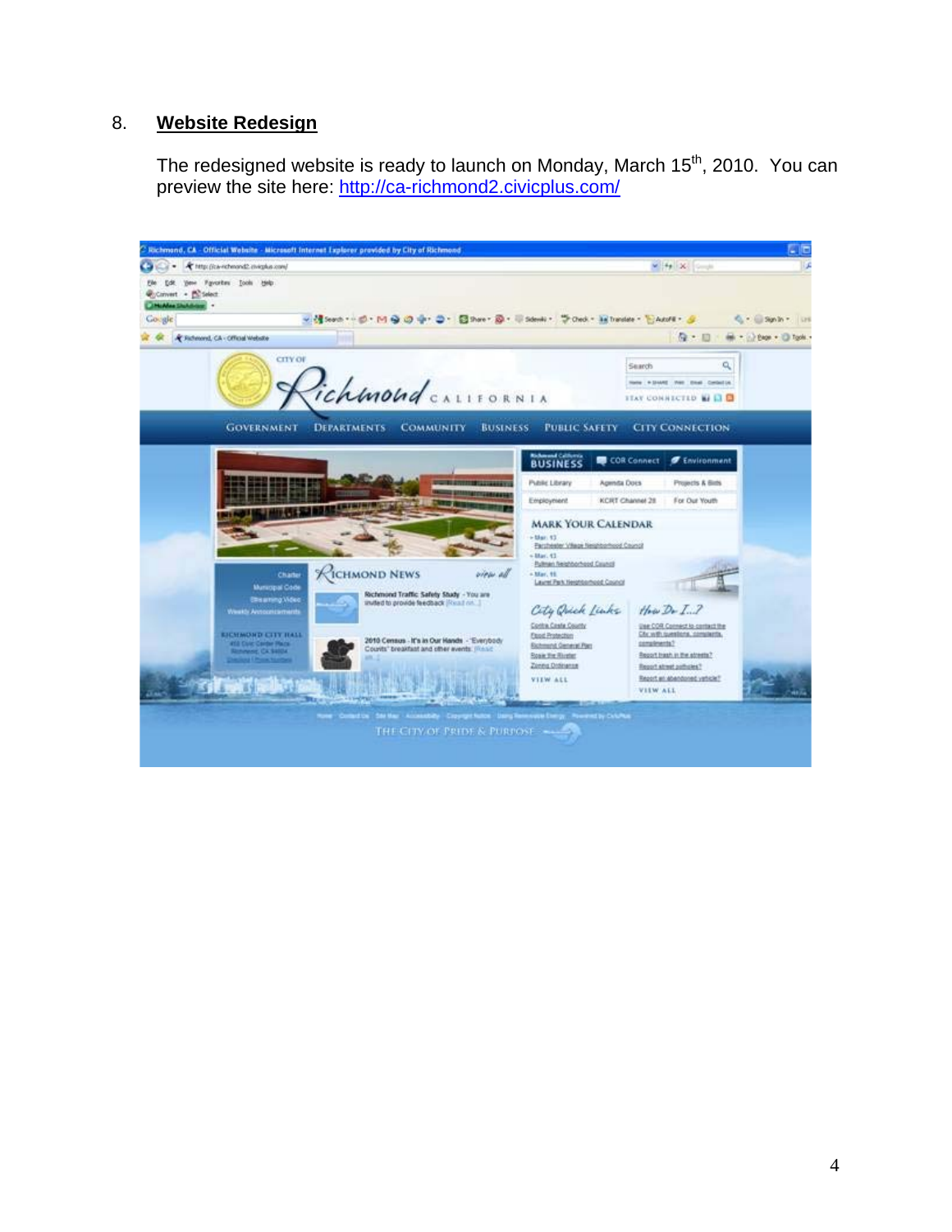## 8. **Website Redesign**

The redesigned website is ready to launch on Monday, March 15th, 2010. You can preview the site here: http://ca-richmond2.civicplus.com/